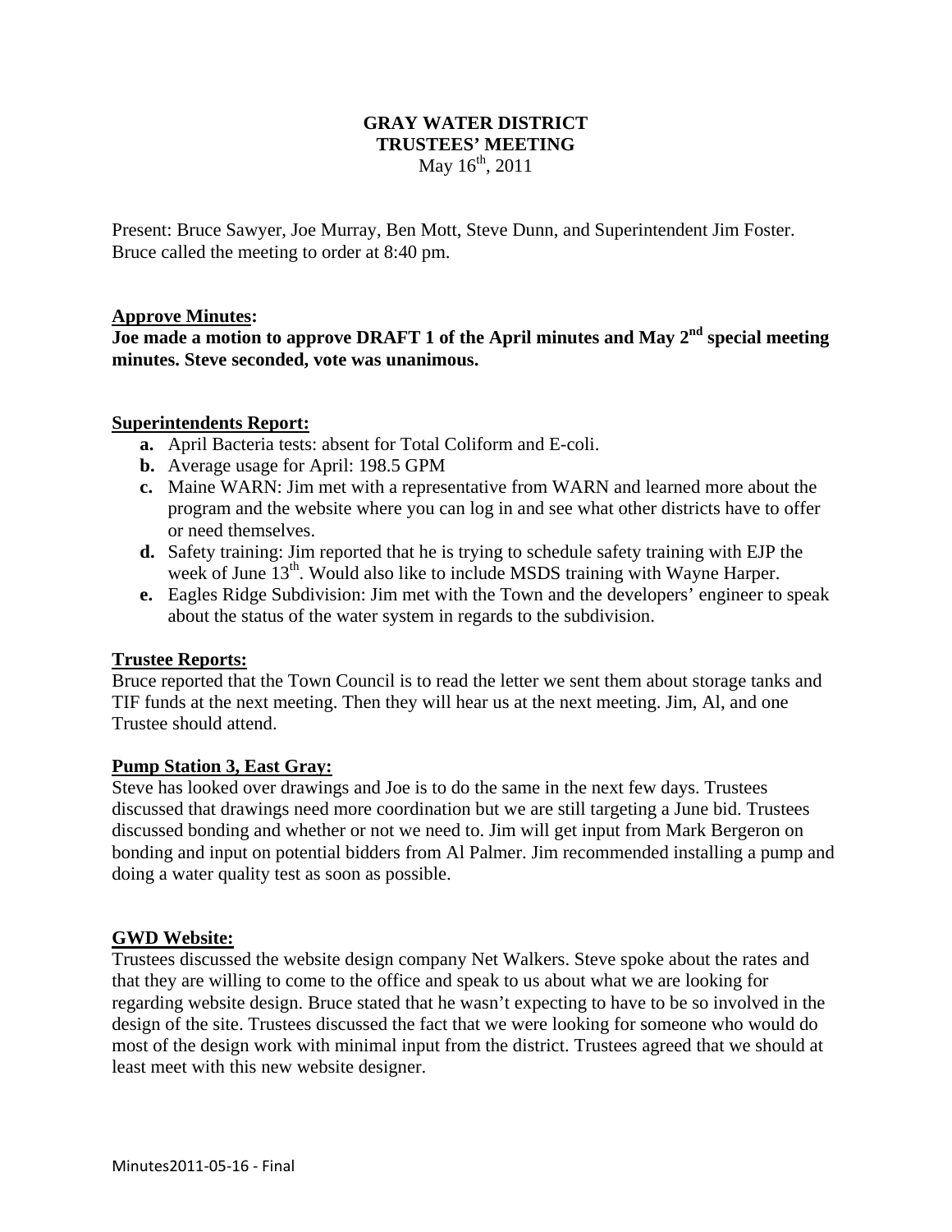# GRAY WATER DISTRICT
## TRUSTEES' MEETING
May 16th, 2011

Present: Bruce Sawyer, Joe Murray, Ben Mott, Steve Dunn, and Superintendent Jim Foster.
Bruce called the meeting to order at 8:40 pm.

### Approve Minutes:

**Joe made a motion to approve DRAFT 1 of the April minutes and May 2nd special meeting minutes. Steve seconded, vote was unanimous.**

### Superintendents Report:

- **a.** April Bacteria tests: absent for Total Coliform and E-coli.
- **b.** Average usage for April: 198.5 GPM
- **c.** Maine WARN: Jim met with a representative from WARN and learned more about the program and the website where you can log in and see what other districts have to offer or need themselves.
- **d.** Safety training: Jim reported that he is trying to schedule safety training with EJP the week of June 13th. Would also like to include MSDS training with Wayne Harper.
- **e.** Eagles Ridge Subdivision: Jim met with the Town and the developers' engineer to speak about the status of the water system in regards to the subdivision.

### Trustee Reports:

Bruce reported that the Town Council is to read the letter we sent them about storage tanks and TIF funds at the next meeting. Then they will hear us at the next meeting. Jim, Al, and one Trustee should attend.

### Pump Station 3, East Gray:

Steve has looked over drawings and Joe is to do the same in the next few days. Trustees discussed that drawings need more coordination but we are still targeting a June bid. Trustees discussed bonding and whether or not we need to. Jim will get input from Mark Bergeron on bonding and input on potential bidders from Al Palmer. Jim recommended installing a pump and doing a water quality test as soon as possible.

### GWD Website:

Trustees discussed the website design company Net Walkers. Steve spoke about the rates and that they are willing to come to the office and speak to us about what we are looking for regarding website design. Bruce stated that he wasn't expecting to have to be so involved in the design of the site. Trustees discussed the fact that we were looking for someone who would do most of the design work with minimal input from the district. Trustees agreed that we should at least meet with this new website designer.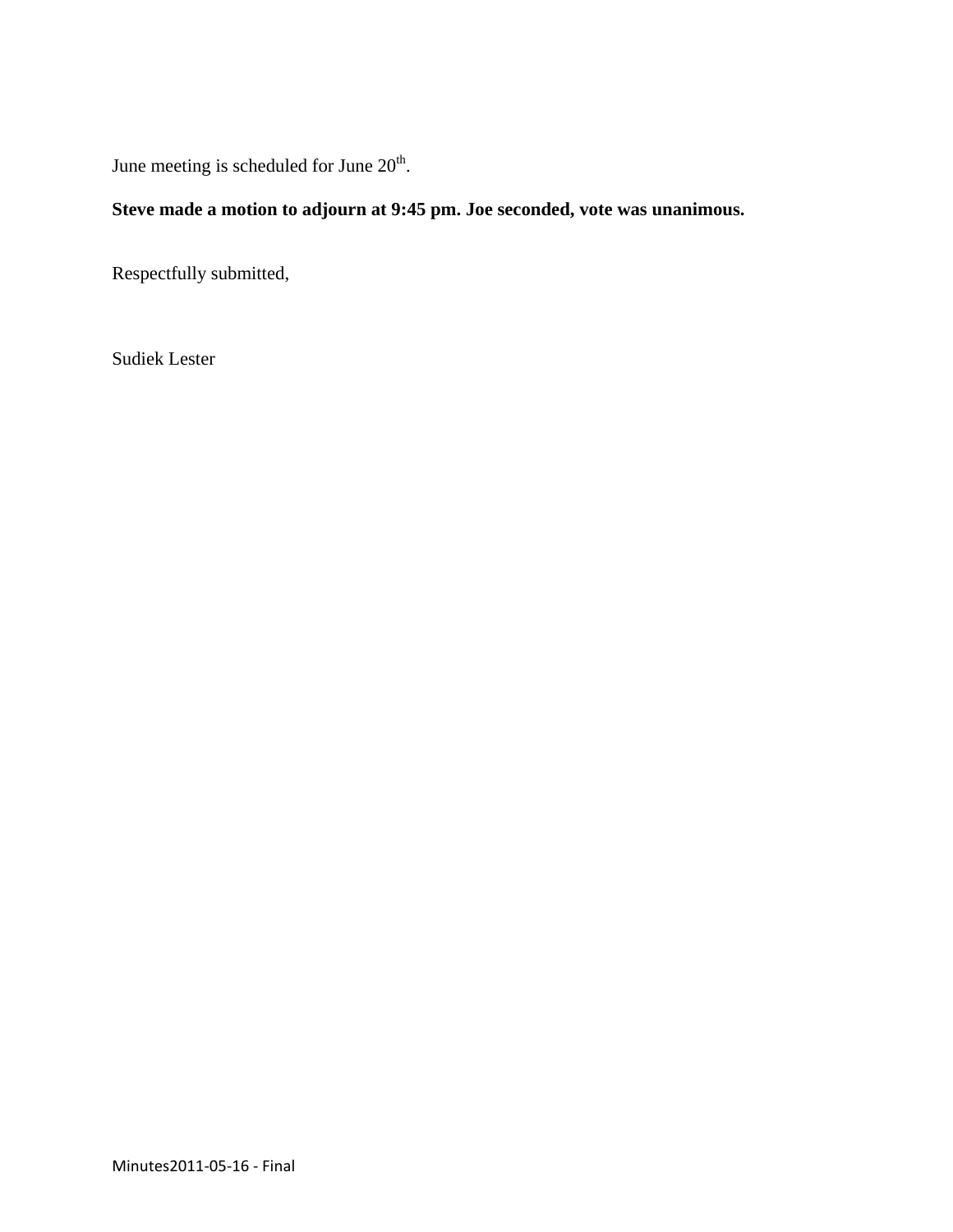June meeting is scheduled for June 20th.

**Steve made a motion to adjourn at 9:45 pm. Joe seconded, vote was unanimous.**

Respectfully submitted,

Sudiek Lester